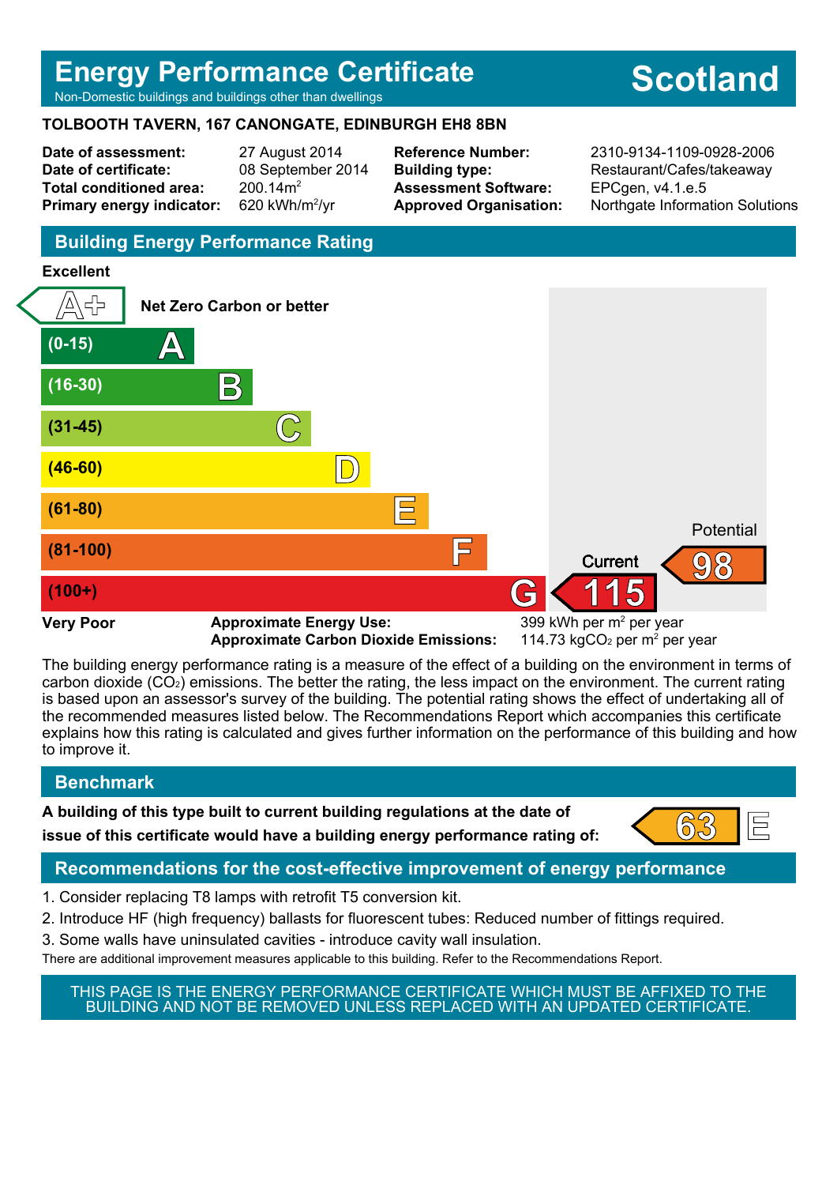# Energy Performance Certificate

Non-Domestic buildings and buildings other than dwellings

**Scotland**

**TOLBOOTH TAVERN, 167 CANONGATE, EDINBURGH EH8 8BN**

| | | | |
|---|---|---|---|
| **Date of assessment:** | 27 August 2014 | **Reference Number:** | 2310-9134-1109-0928-2006 |
| **Date of certificate:** | 08 September 2014 | **Building type:** | Restaurant/Cafes/takeaway |
| **Total conditioned area:** | 200.14m$^2$ | **Assessment Software:** | EPCgen, v4.1.e.5 |
| **Primary energy indicator:** | 620 kWh/m$^2$/yr | **Approved Organisation:** | Northgate Information Solutions |

## Building Energy Performance Rating

**Excellent**

| Rating | Band |
|---|---|
| A+ | Net Zero Carbon or better |
| (0-15) | A |
| (16-30) | B |
| (31-45) | C |
| (46-60) | D |
| (61-80) | E |
| (81-100) | F |
| (100+) | G |

**Very Poor**

Current: 115 (G)

Potential: 98 (F)

**Approximate Energy Use:** 399 kWh per m$^2$ per year

**Approximate Carbon Dioxide Emissions:** 114.73 kg$CO_2$ per m$^2$ per year

The building energy performance rating is a measure of the effect of a building on the environment in terms of carbon dioxide ($CO_2$) emissions. The better the rating, the less impact on the environment. The current rating is based upon an assessor's survey of the building. The potential rating shows the effect of undertaking all of the recommended measures listed below. The Recommendations Report which accompanies this certificate explains how this rating is calculated and gives further information on the performance of this building and how to improve it.

## Benchmark

**A building of this type built to current building regulations at the date of issue of this certificate would have a building energy performance rating of:** 63 E

## Recommendations for the cost-effective improvement of energy performance

1. Consider replacing T8 lamps with retrofit T5 conversion kit.
2. Introduce HF (high frequency) ballasts for fluorescent tubes: Reduced number of fittings required.
3. Some walls have uninsulated cavities - introduce cavity wall insulation.

There are additional improvement measures applicable to this building. Refer to the Recommendations Report.

THIS PAGE IS THE ENERGY PERFORMANCE CERTIFICATE WHICH MUST BE AFFIXED TO THE BUILDING AND NOT BE REMOVED UNLESS REPLACED WITH AN UPDATED CERTIFICATE.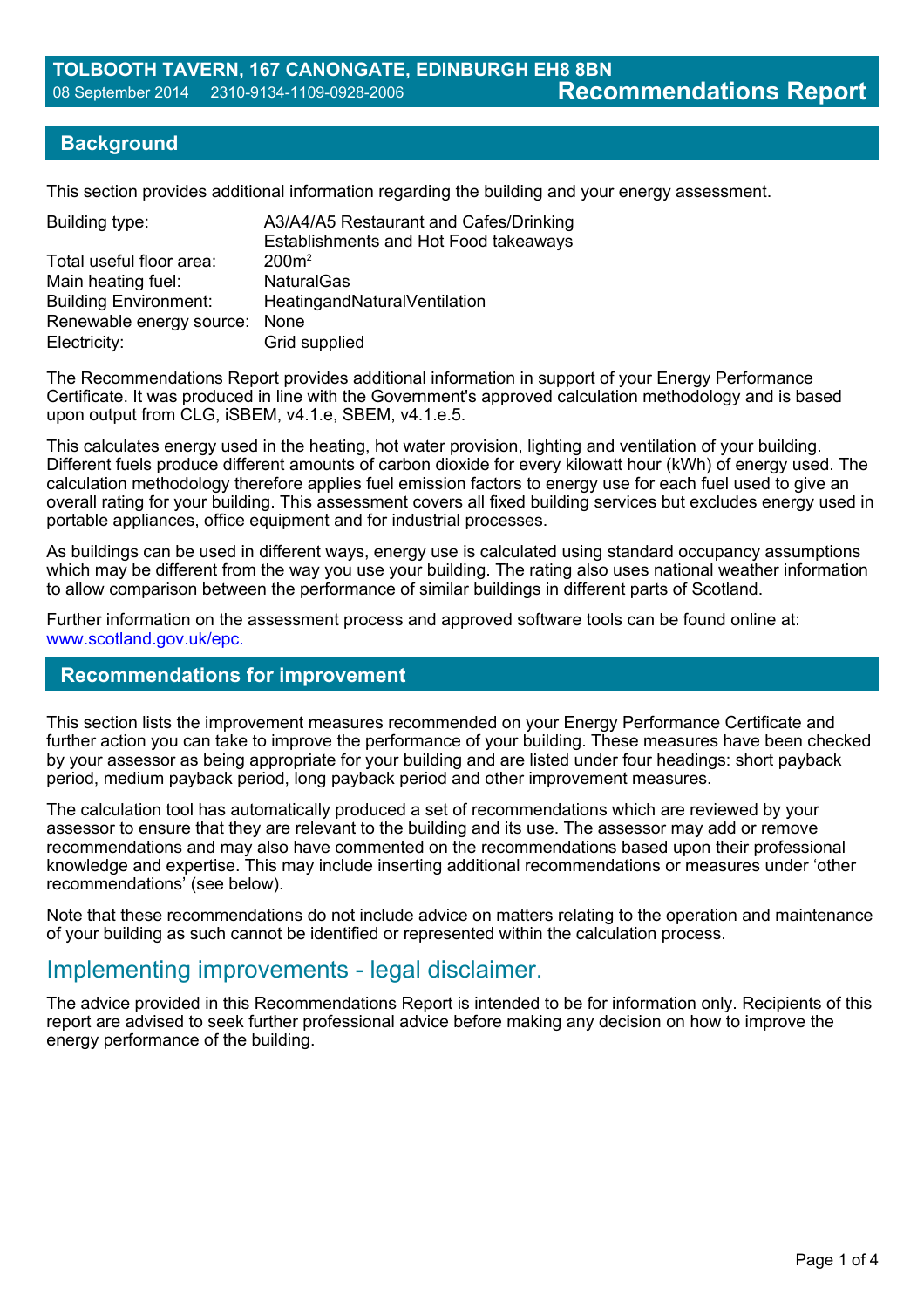# TOLBOOTH TAVERN, 167 CANONGATE, EDINBURGH EH8 8BN

08 September 2014 2310-9134-1109-0928-2006

# Recommendations Report

## Background

This section provides additional information regarding the building and your energy assessment.

| | |
|---|---|
| Building type: | A3/A4/A5 Restaurant and Cafes/Drinking Establishments and Hot Food takeaways |
| Total useful floor area: | 200m$^2$ |
| Main heating fuel: | NaturalGas |
| Building Environment: | HeatingandNaturalVentilation |
| Renewable energy source: | None |
| Electricity: | Grid supplied |

The Recommendations Report provides additional information in support of your Energy Performance Certificate. It was produced in line with the Government's approved calculation methodology and is based upon output from CLG, iSBEM, v4.1.e, SBEM, v4.1.e.5.

This calculates energy used in the heating, hot water provision, lighting and ventilation of your building. Different fuels produce different amounts of carbon dioxide for every kilowatt hour (kWh) of energy used. The calculation methodology therefore applies fuel emission factors to energy use for each fuel used to give an overall rating for your building. This assessment covers all fixed building services but excludes energy used in portable appliances, office equipment and for industrial processes.

As buildings can be used in different ways, energy use is calculated using standard occupancy assumptions which may be different from the way you use your building. The rating also uses national weather information to allow comparison between the performance of similar buildings in different parts of Scotland.

Further information on the assessment process and approved software tools can be found online at: www.scotland.gov.uk/epc.

## Recommendations for improvement

This section lists the improvement measures recommended on your Energy Performance Certificate and further action you can take to improve the performance of your building. These measures have been checked by your assessor as being appropriate for your building and are listed under four headings: short payback period, medium payback period, long payback period and other improvement measures.

The calculation tool has automatically produced a set of recommendations which are reviewed by your assessor to ensure that they are relevant to the building and its use. The assessor may add or remove recommendations and may also have commented on the recommendations based upon their professional knowledge and expertise. This may include inserting additional recommendations or measures under 'other recommendations' (see below).

Note that these recommendations do not include advice on matters relating to the operation and maintenance of your building as such cannot be identified or represented within the calculation process.

## Implementing improvements - legal disclaimer.

The advice provided in this Recommendations Report is intended to be for information only. Recipients of this report are advised to seek further professional advice before making any decision on how to improve the energy performance of the building.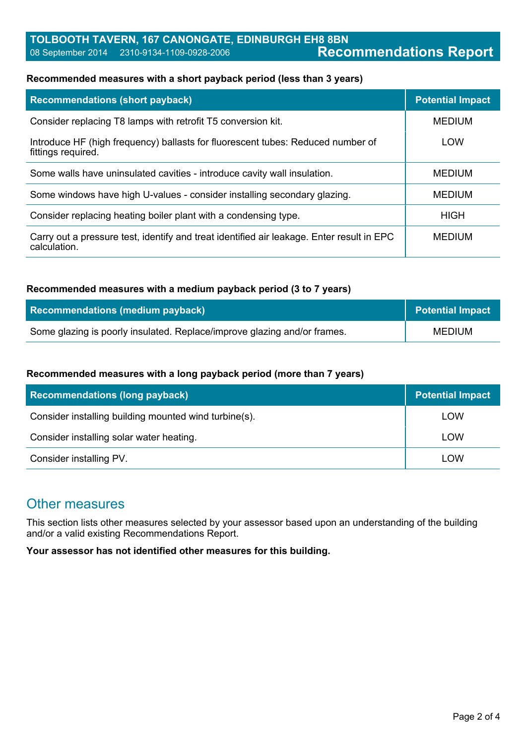**Recommended measures with a short payback period (less than 3 years)**

| Recommendations (short payback) | Potential Impact |
| --- | --- |
| Consider replacing T8 lamps with retrofit T5 conversion kit. | MEDIUM |
| Introduce HF (high frequency) ballasts for fluorescent tubes: Reduced number of fittings required. | LOW |
| Some walls have uninsulated cavities - introduce cavity wall insulation. | MEDIUM |
| Some windows have high U-values - consider installing secondary glazing. | MEDIUM |
| Consider replacing heating boiler plant with a condensing type. | HIGH |
| Carry out a pressure test, identify and treat identified air leakage. Enter result in EPC calculation. | MEDIUM |

**Recommended measures with a medium payback period (3 to 7 years)**

| Recommendations (medium payback) | Potential Impact |
| --- | --- |
| Some glazing is poorly insulated. Replace/improve glazing and/or frames. | MEDIUM |

**Recommended measures with a long payback period (more than 7 years)**

| Recommendations (long payback) | Potential Impact |
| --- | --- |
| Consider installing building mounted wind turbine(s). | LOW |
| Consider installing solar water heating. | LOW |
| Consider installing PV. | LOW |

## Other measures

This section lists other measures selected by your assessor based upon an understanding of the building and/or a valid existing Recommendations Report.

**Your assessor has not identified other measures for this building.**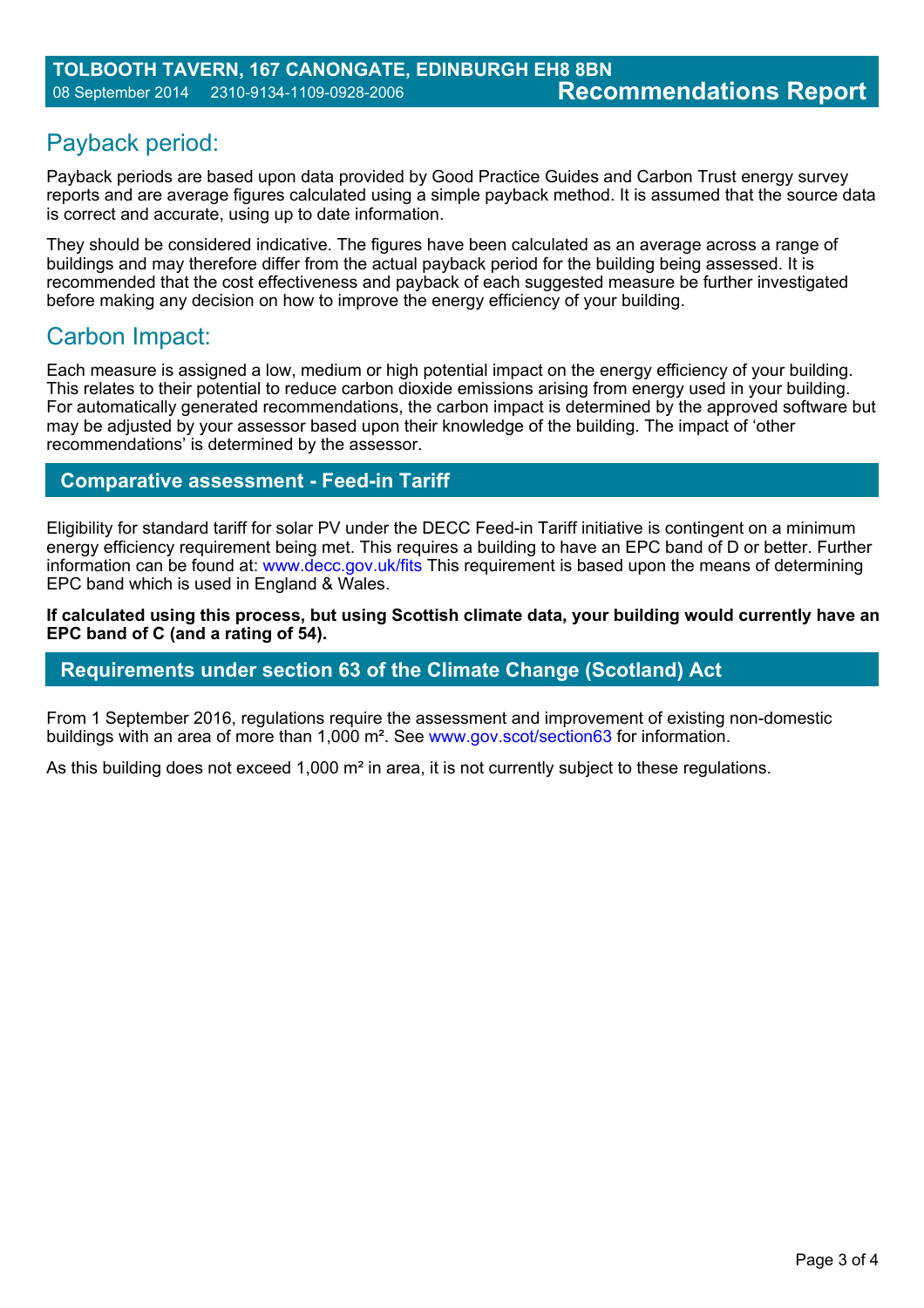## Payback period:

Payback periods are based upon data provided by Good Practice Guides and Carbon Trust energy survey reports and are average figures calculated using a simple payback method. It is assumed that the source data is correct and accurate, using up to date information.

They should be considered indicative. The figures have been calculated as an average across a range of buildings and may therefore differ from the actual payback period for the building being assessed. It is recommended that the cost effectiveness and payback of each suggested measure be further investigated before making any decision on how to improve the energy efficiency of your building.

## Carbon Impact:

Each measure is assigned a low, medium or high potential impact on the energy efficiency of your building. This relates to their potential to reduce carbon dioxide emissions arising from energy used in your building. For automatically generated recommendations, the carbon impact is determined by the approved software but may be adjusted by your assessor based upon their knowledge of the building. The impact of 'other recommendations' is determined by the assessor.

### Comparative assessment - Feed-in Tariff

Eligibility for standard tariff for solar PV under the DECC Feed-in Tariff initiative is contingent on a minimum energy efficiency requirement being met. This requires a building to have an EPC band of D or better. Further information can be found at: www.decc.gov.uk/fits This requirement is based upon the means of determining EPC band which is used in England & Wales.

**If calculated using this process, but using Scottish climate data, your building would currently have an EPC band of C (and a rating of 54).**

### Requirements under section 63 of the Climate Change (Scotland) Act

From 1 September 2016, regulations require the assessment and improvement of existing non-domestic buildings with an area of more than 1,000 m². See www.gov.scot/section63 for information.

As this building does not exceed 1,000 m² in area, it is not currently subject to these regulations.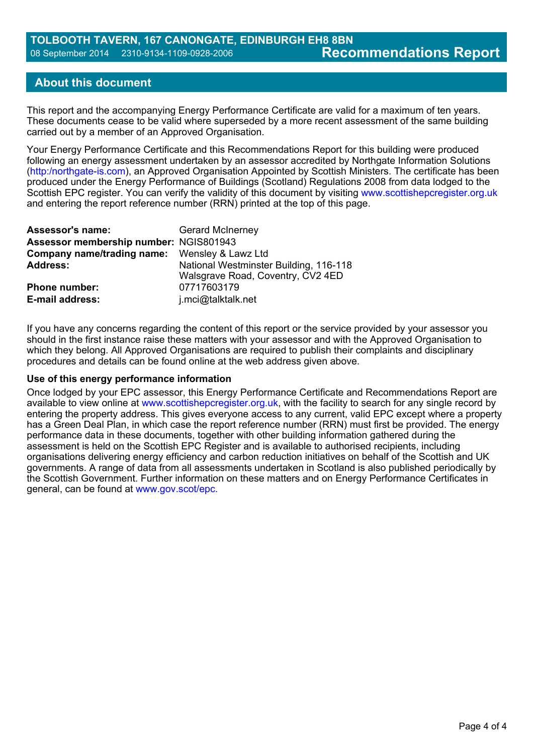## About this document

This report and the accompanying Energy Performance Certificate are valid for a maximum of ten years. These documents cease to be valid where superseded by a more recent assessment of the same building carried out by a member of an Approved Organisation.

Your Energy Performance Certificate and this Recommendations Report for this building were produced following an energy assessment undertaken by an assessor accredited by Northgate Information Solutions (http:/northgate-is.com), an Approved Organisation Appointed by Scottish Ministers. The certificate has been produced under the Energy Performance of Buildings (Scotland) Regulations 2008 from data lodged to the Scottish EPC register. You can verify the validity of this document by visiting www.scottishepcregister.org.uk and entering the report reference number (RRN) printed at the top of this page.

| | |
|---|---|
| **Assessor's name:** | Gerard McInerney |
| **Assessor membership number:** | NGIS801943 |
| **Company name/trading name:** | Wensley & Lawz Ltd |
| **Address:** | National Westminster Building, 116-118 Walsgrave Road, Coventry, CV2 4ED |
| **Phone number:** | 07717603179 |
| **E-mail address:** | j.mci@talktalk.net |

If you have any concerns regarding the content of this report or the service provided by your assessor you should in the first instance raise these matters with your assessor and with the Approved Organisation to which they belong. All Approved Organisations are required to publish their complaints and disciplinary procedures and details can be found online at the web address given above.

**Use of this energy performance information**

Once lodged by your EPC assessor, this Energy Performance Certificate and Recommendations Report are available to view online at www.scottishepcregister.org.uk, with the facility to search for any single record by entering the property address. This gives everyone access to any current, valid EPC except where a property has a Green Deal Plan, in which case the report reference number (RRN) must first be provided. The energy performance data in these documents, together with other building information gathered during the assessment is held on the Scottish EPC Register and is available to authorised recipients, including organisations delivering energy efficiency and carbon reduction initiatives on behalf of the Scottish and UK governments. A range of data from all assessments undertaken in Scotland is also published periodically by the Scottish Government. Further information on these matters and on Energy Performance Certificates in general, can be found at www.gov.scot/epc.